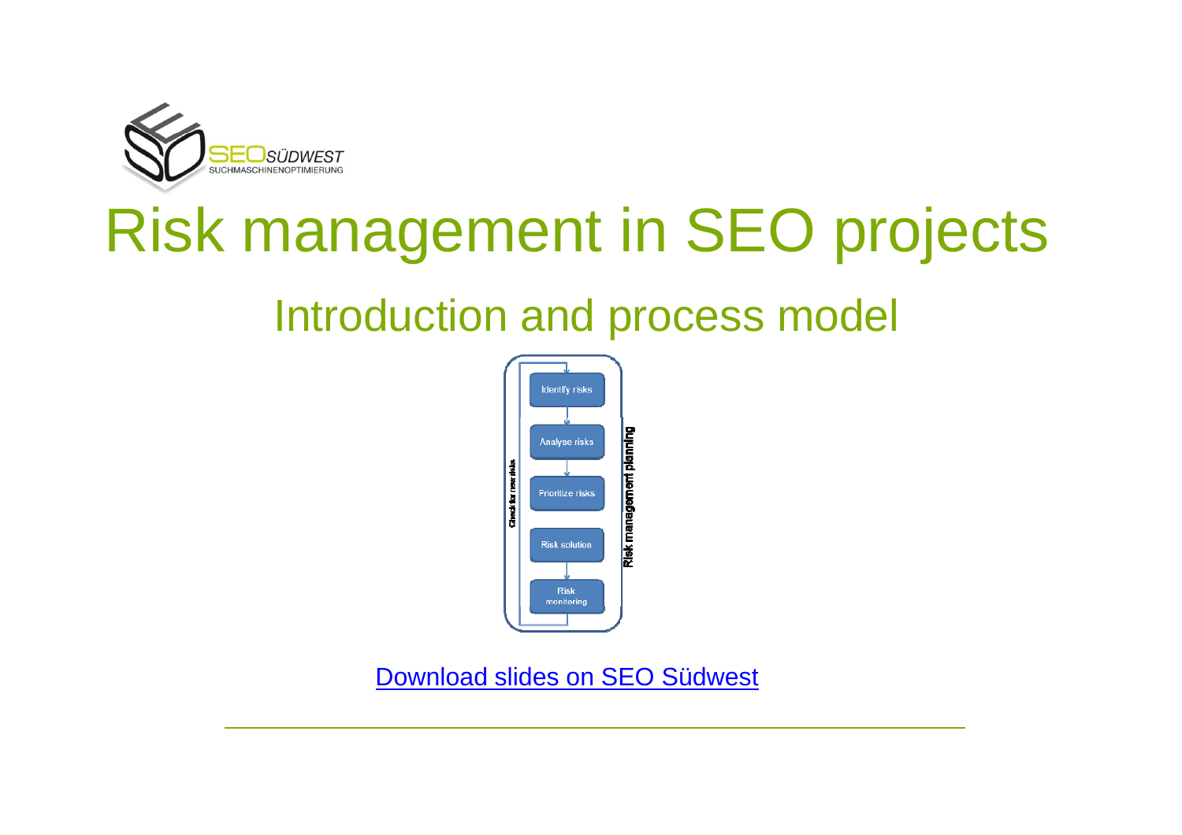SEO SÜDWEST
SUCHMASCHINENOPTIMIERUNG

# Risk management in SEO projects

## Introduction and process model

- Identify risks
- Analyse risks
- Prioritize risks
- Risk solution
- Risk monitoring

Check for new risks

Risk management planning

Download slides on SEO Südwest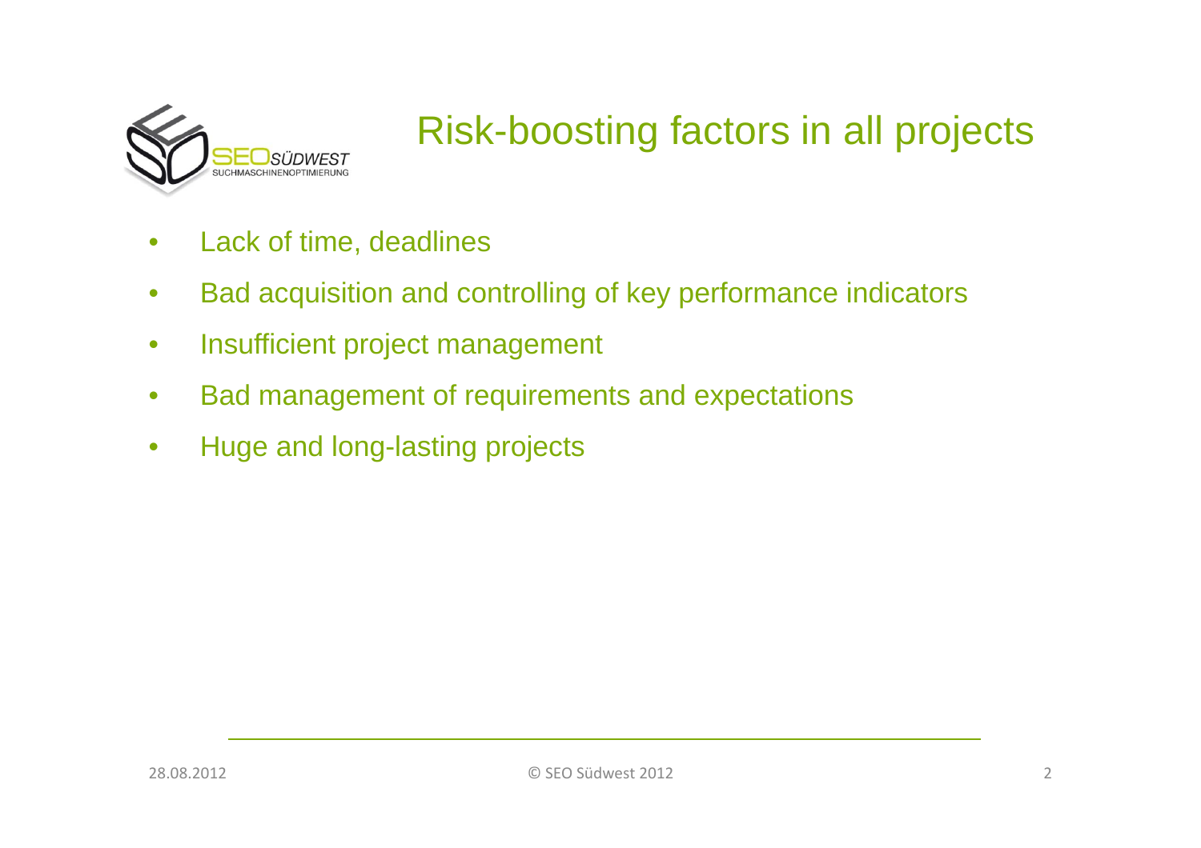# Risk-boosting factors in all projects

- Lack of time, deadlines
- Bad acquisition and controlling of key performance indicators
- Insufficient project management
- Bad management of requirements and expectations
- Huge and long-lasting projects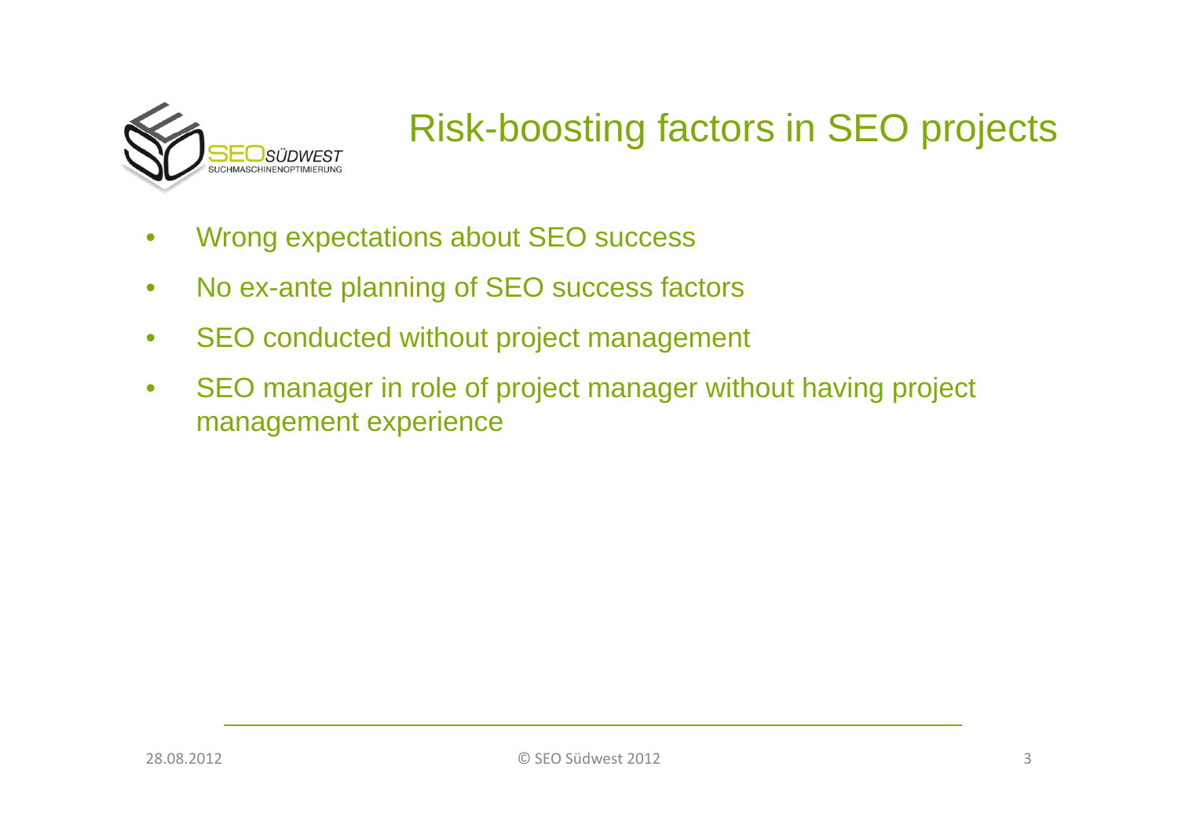# Risk-boosting factors in SEO projects

- Wrong expectations about SEO success
- No ex-ante planning of SEO success factors
- SEO conducted without project management
- SEO manager in role of project manager without having project management experience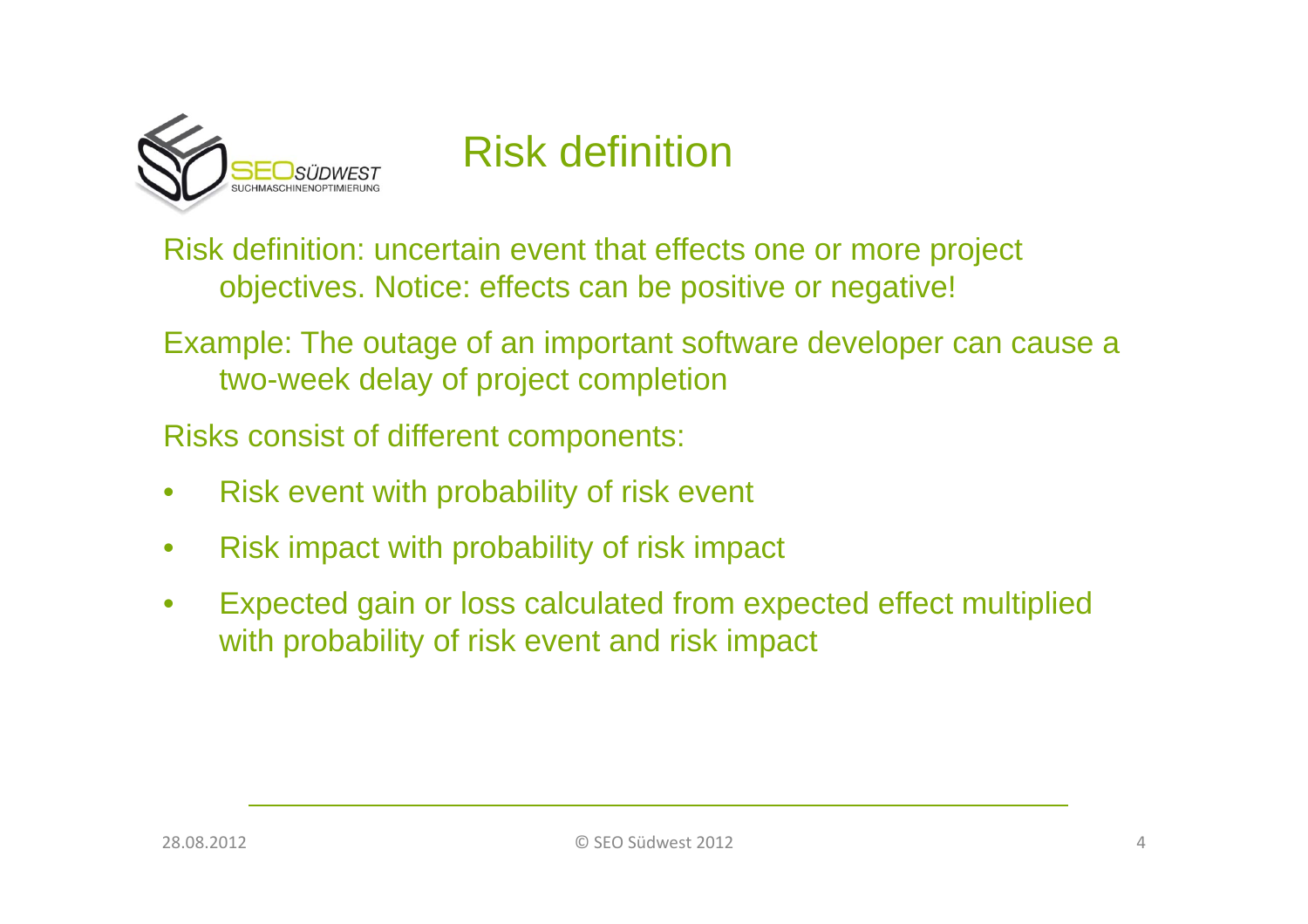# Risk definition

Risk definition: uncertain event that effects one or more project objectives. Notice: effects can be positive or negative!

Example: The outage of an important software developer can cause a two-week delay of project completion

Risks consist of different components:

- Risk event with probability of risk event
- Risk impact with probability of risk impact
- Expected gain or loss calculated from expected effect multiplied with probability of risk event and risk impact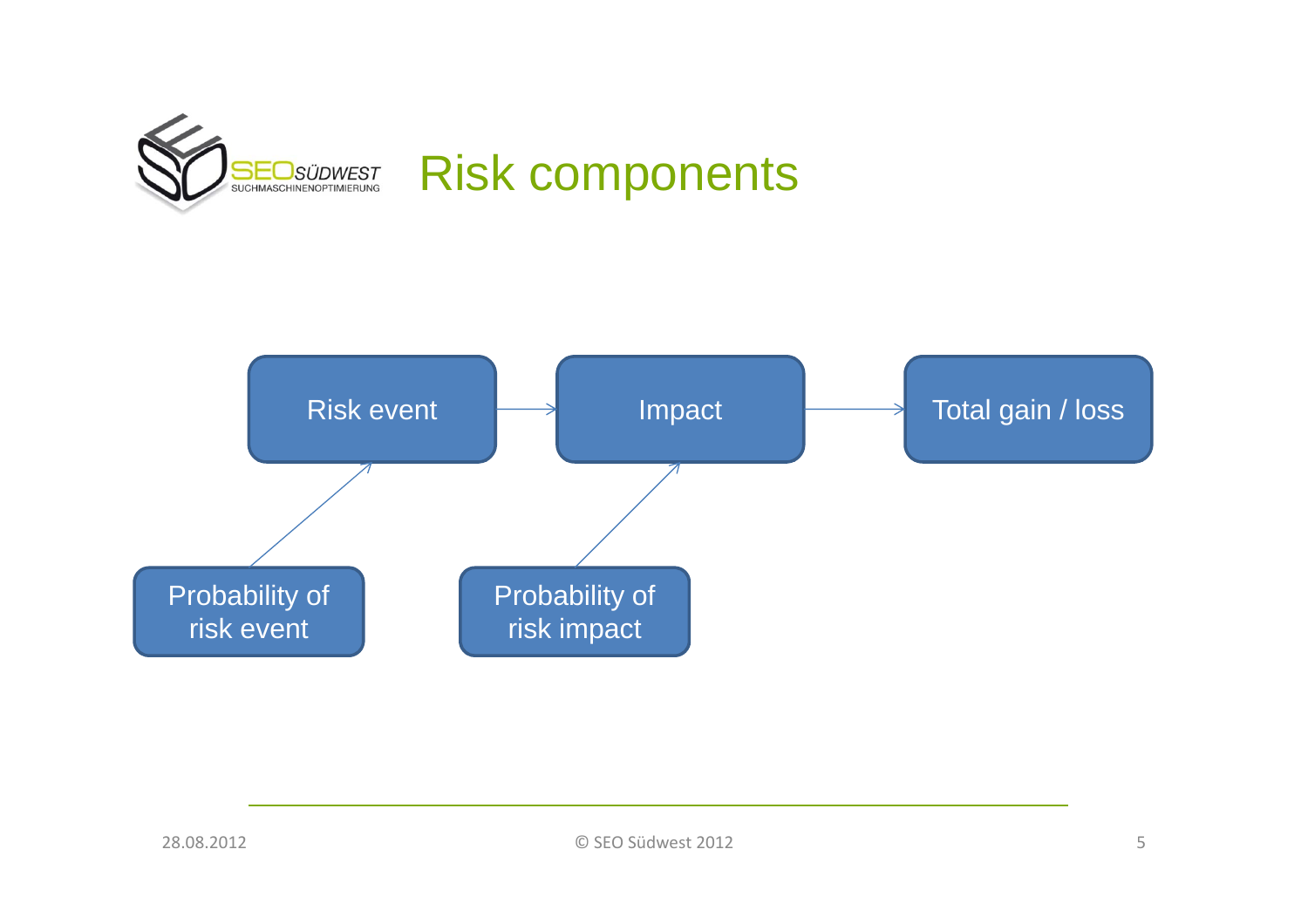# Risk components

Risk event → Impact → Total gain / loss

Probability of risk event → Risk event

Probability of risk impact → Impact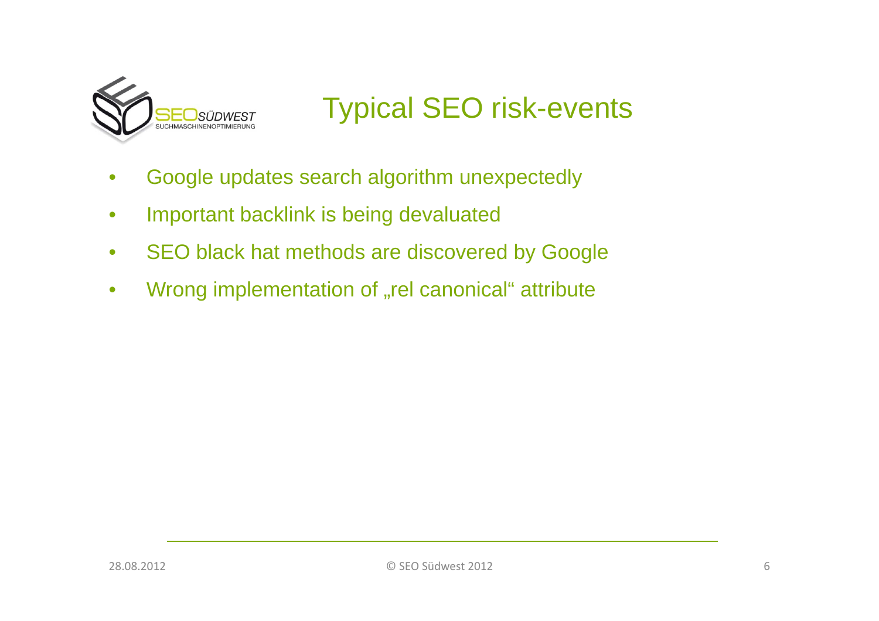# Typical SEO risk-events

- Google updates search algorithm unexpectedly
- Important backlink is being devaluated
- SEO black hat methods are discovered by Google
- Wrong implementation of „rel canonical“ attribute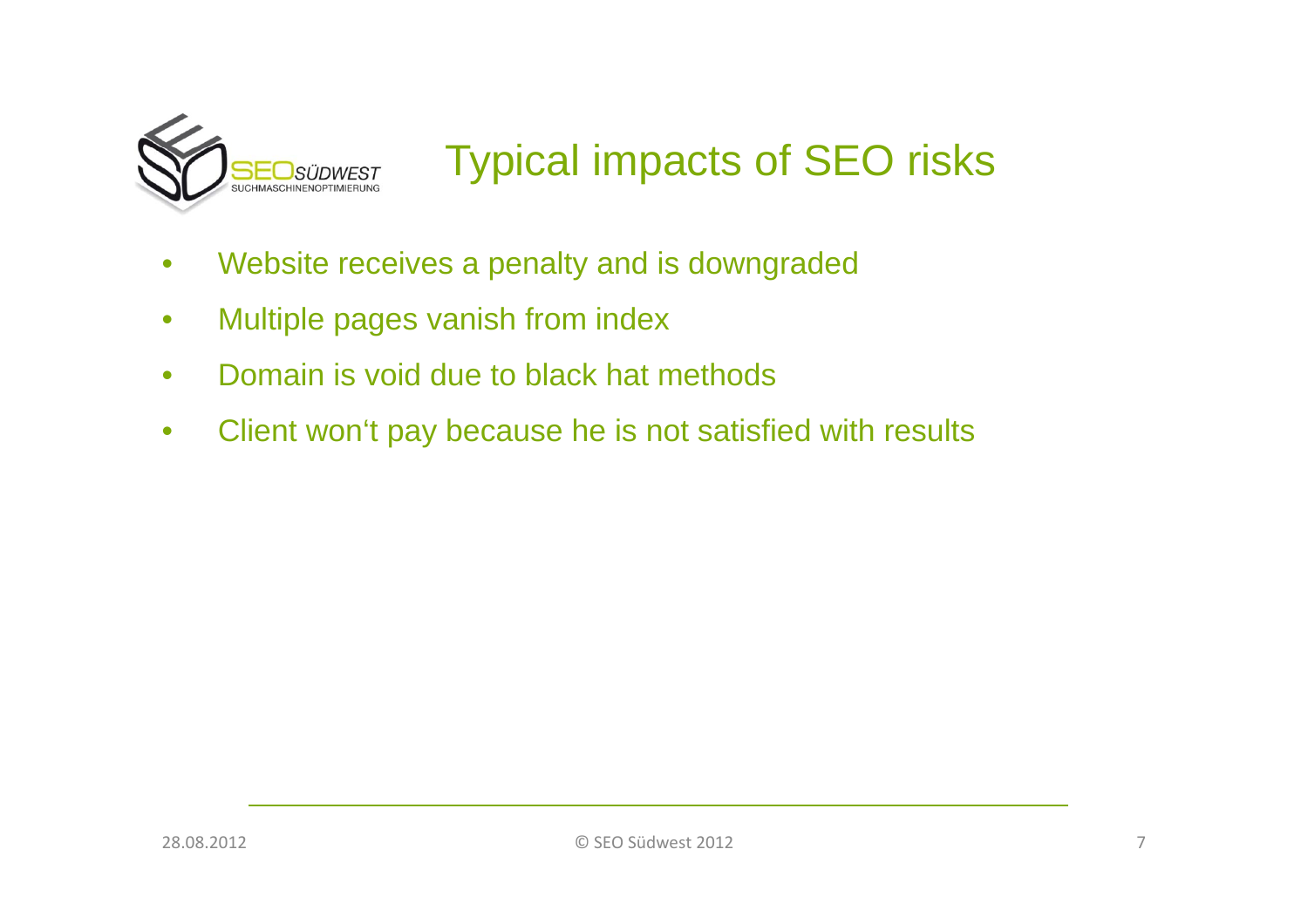# Typical impacts of SEO risks

- Website receives a penalty and is downgraded
- Multiple pages vanish from index
- Domain is void due to black hat methods
- Client won‘t pay because he is not satisfied with results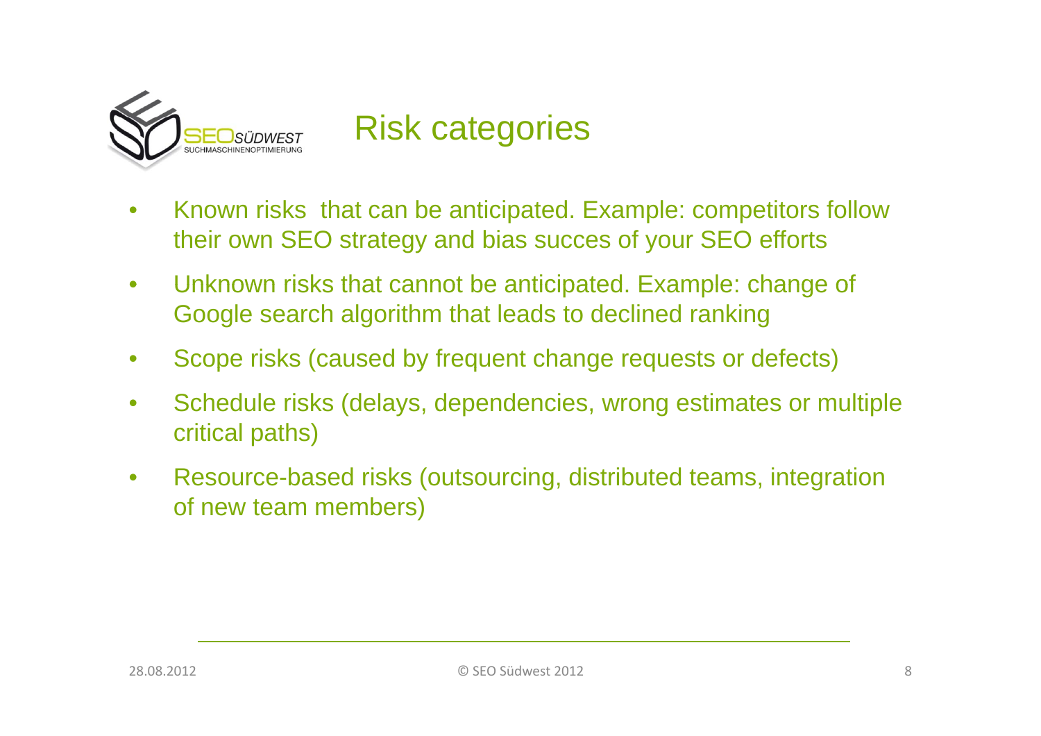# Risk categories

- Known risks  that can be anticipated. Example: competitors follow their own SEO strategy and bias succes of your SEO efforts
- Unknown risks that cannot be anticipated. Example: change of Google search algorithm that leads to declined ranking
- Scope risks (caused by frequent change requests or defects)
- Schedule risks (delays, dependencies, wrong estimates or multiple critical paths)
- Resource-based risks (outsourcing, distributed teams, integration of new team members)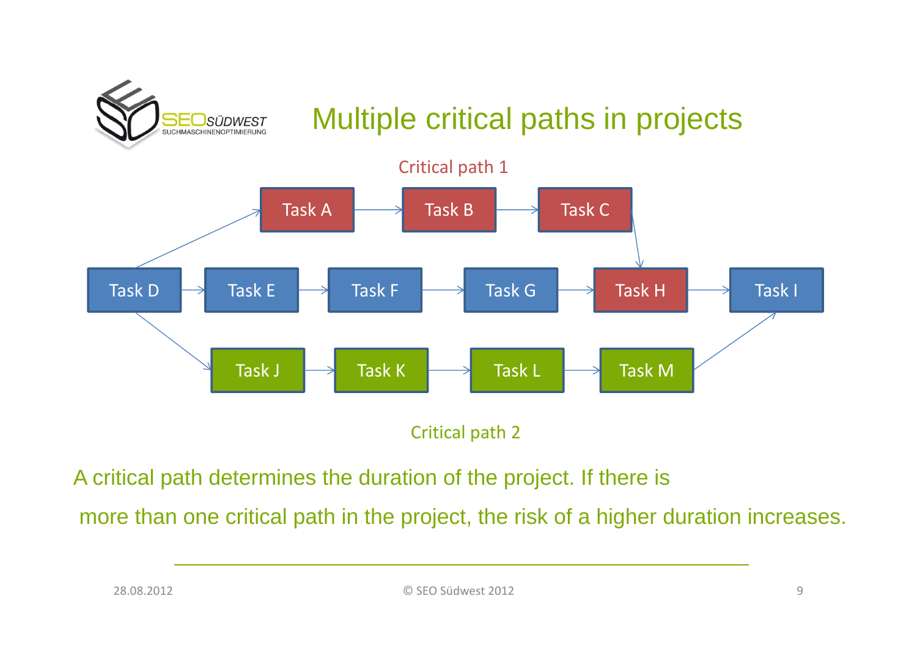# Multiple critical paths in projects

Critical path 1

Task A → Task B → Task C → Task H

Task D → Task E → Task F → Task G → Task H → Task I

Task J → Task K → Task L → Task M

Critical path 2

A critical path determines the duration of the project. If there is more than one critical path in the project, the risk of a higher duration increases.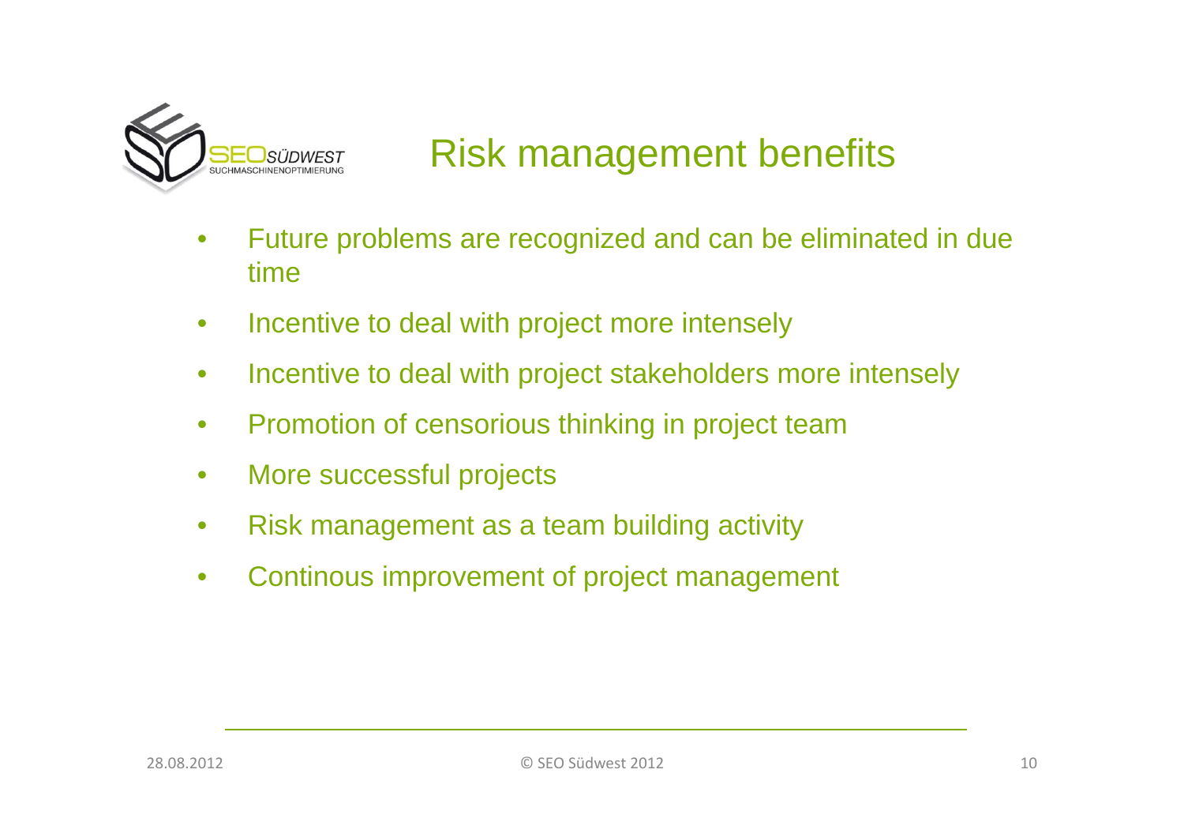# Risk management benefits

- Future problems are recognized and can be eliminated in due time
- Incentive to deal with project more intensely
- Incentive to deal with project stakeholders more intensely
- Promotion of censorious thinking in project team
- More successful projects
- Risk management as a team building activity
- Continous improvement of project management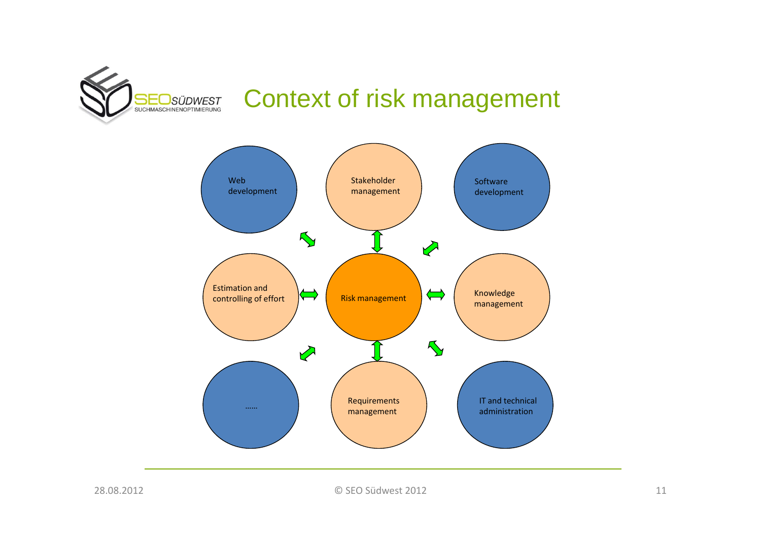# Context of risk management

Web development

Stakeholder management

Software development

Estimation and controlling of effort

Risk management

Knowledge management

……

Requirements management

IT and technical administration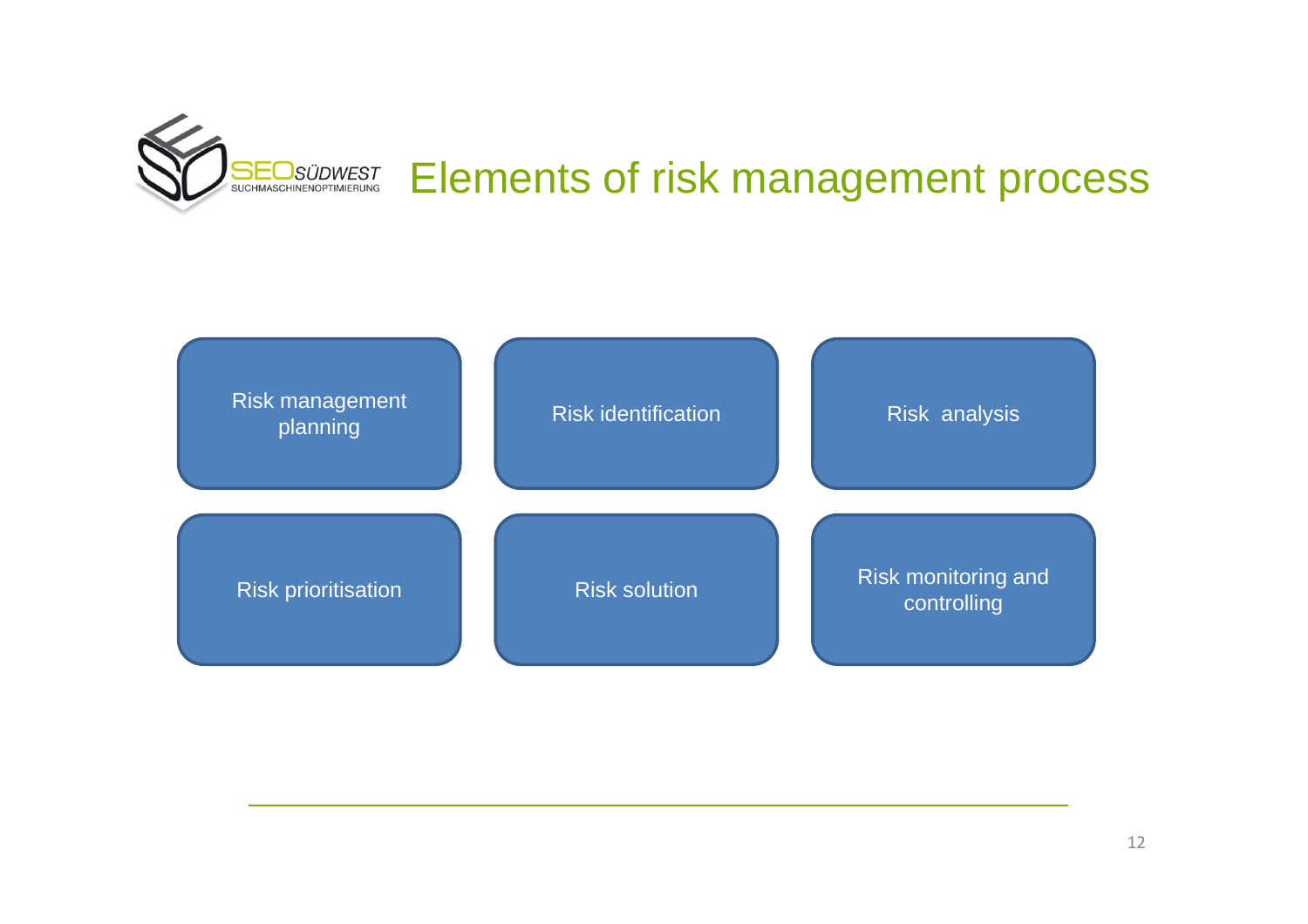# Elements of risk management process

- Risk management planning
- Risk identification
- Risk analysis
- Risk prioritisation
- Risk solution
- Risk monitoring and controlling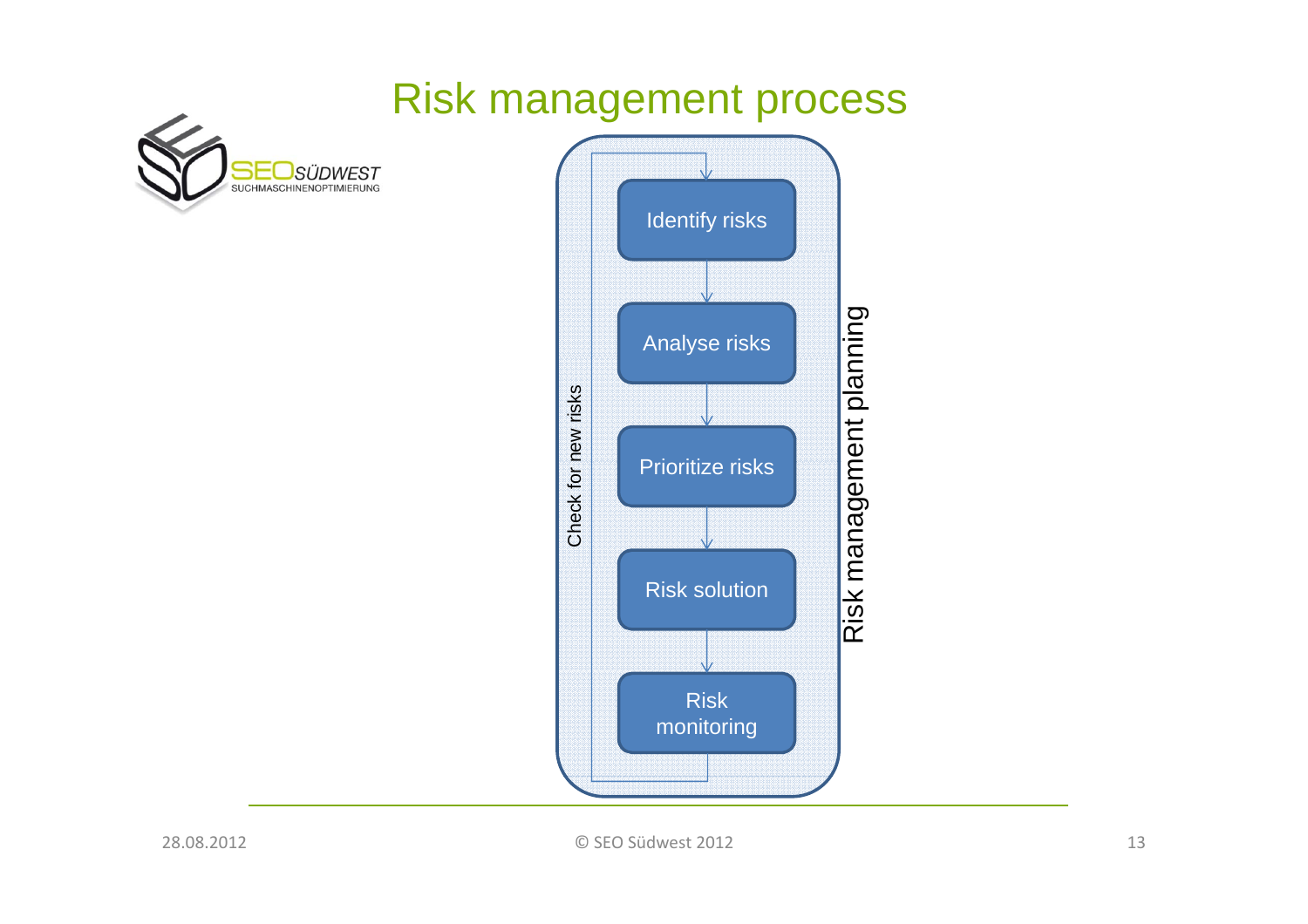# Risk management process

Check for new risks

- Identify risks
- Analyse risks
- Prioritize risks
- Risk solution
- Risk monitoring

Risk management planning

28.08.2012 © SEO Südwest 2012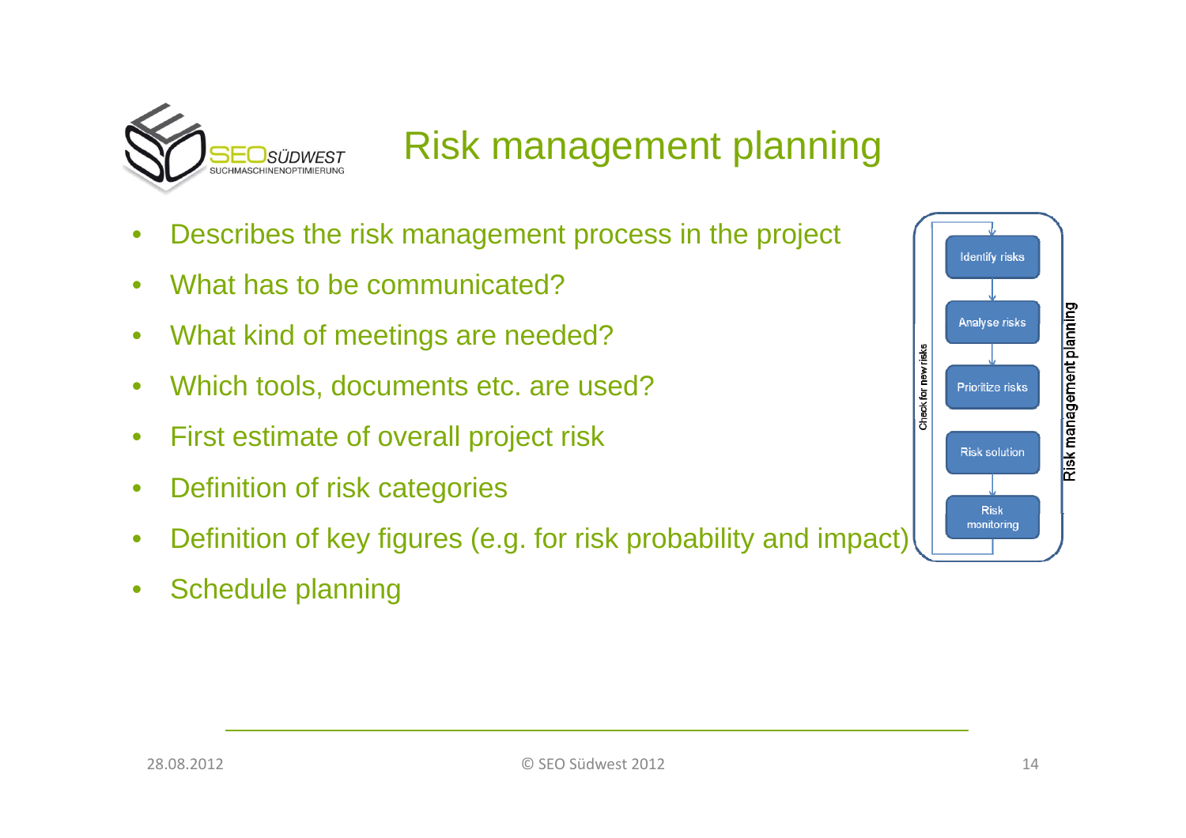# Risk management planning

- Describes the risk management process in the project
- What has to be communicated?
- What kind of meetings are needed?
- Which tools, documents etc. are used?
- First estimate of overall project risk
- Definition of risk categories
- Definition of key figures (e.g. for risk probability and impact)
- Schedule planning

Identify risks → Analyse risks → Prioritize risks → Risk solution → Risk monitoring

Check for new risks

Risk management planning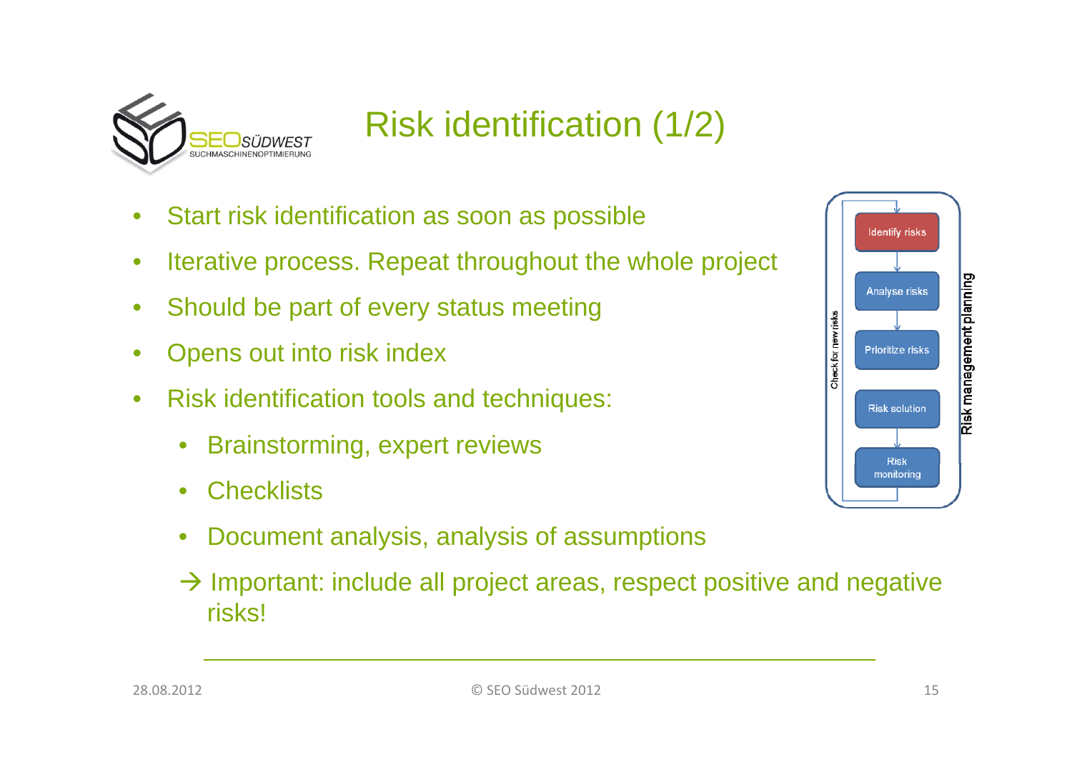# Risk identification (1/2)

- Start risk identification as soon as possible
- Iterative process. Repeat throughout the whole project
- Should be part of every status meeting
- Opens out into risk index
- Risk identification tools and techniques:
  - Brainstorming, expert reviews
  - Checklists
  - Document analysis, analysis of assumptions

  → Important: include all project areas, respect positive and negative risks!

Identify risks → Analyse risks → Prioritize risks → Risk solution → Risk monitoring

Check for new risks

Risk management planning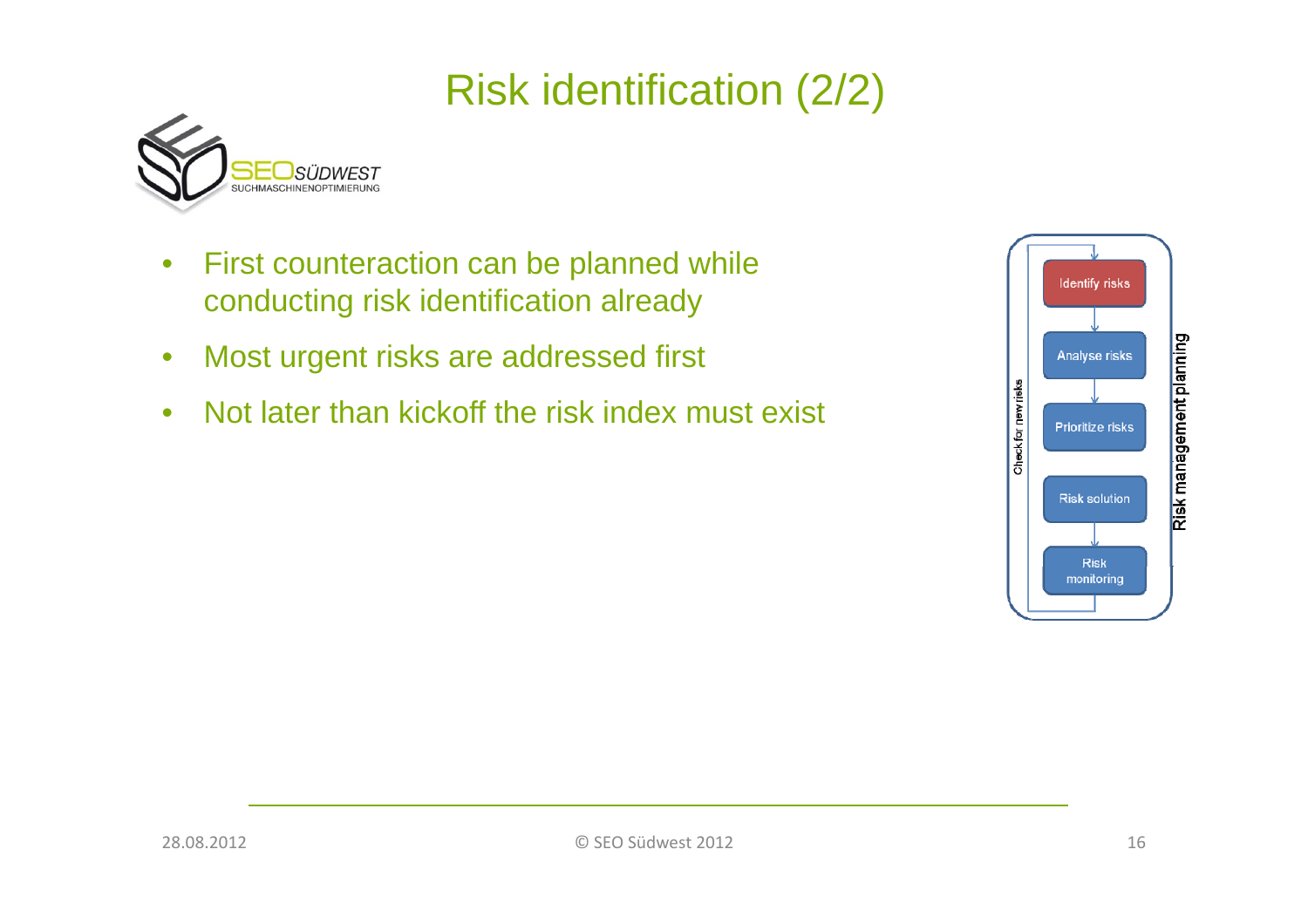# Risk identification (2/2)

- First counteraction can be planned while conducting risk identification already
- Most urgent risks are addressed first
- Not later than kickoff the risk index must exist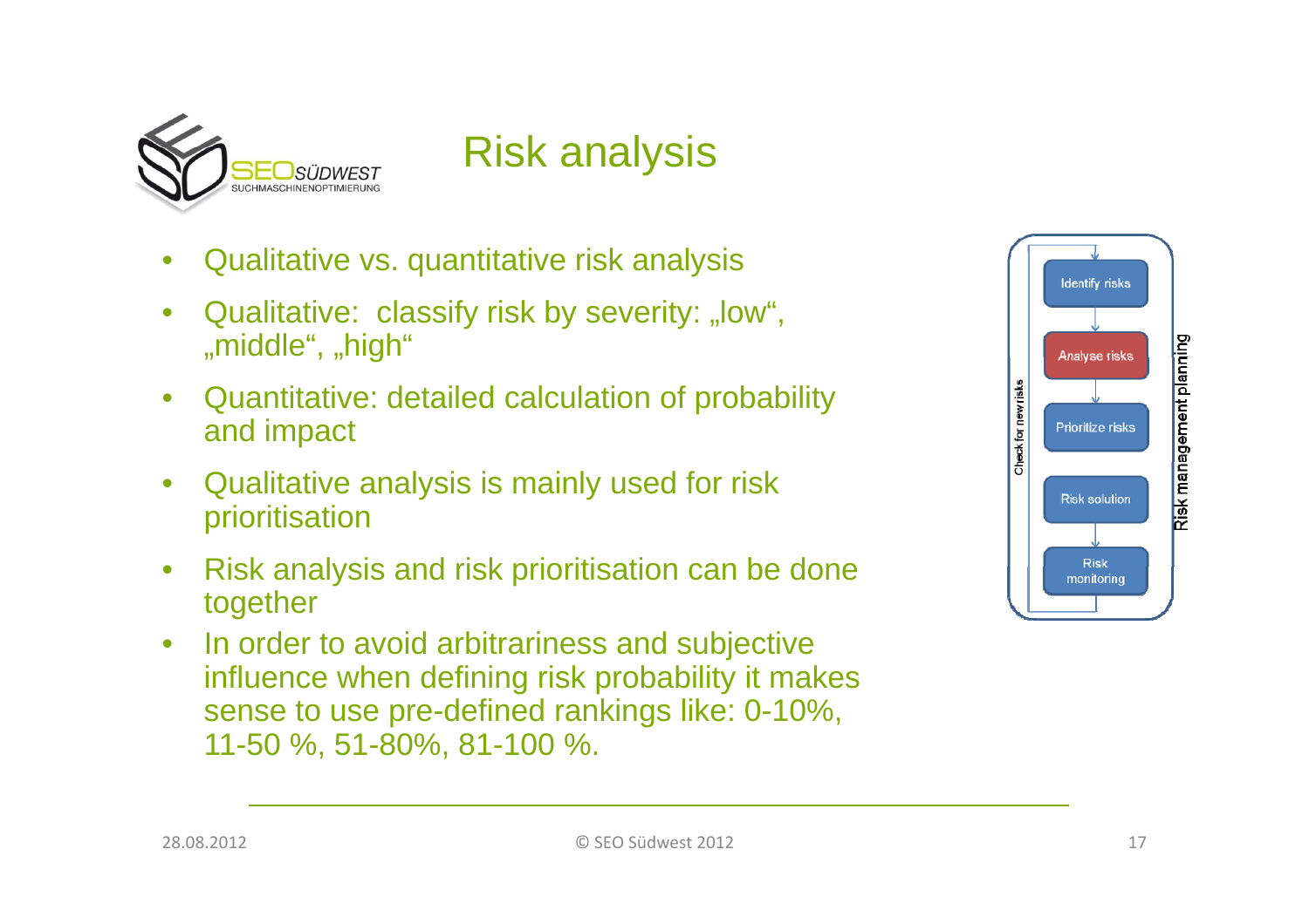# Risk analysis

- Qualitative vs. quantitative risk analysis
- Qualitative: classify risk by severity: „low", „middle", „high"
- Quantitative: detailed calculation of probability and impact
- Qualitative analysis is mainly used for risk prioritisation
- Risk analysis and risk prioritisation can be done together
- In order to avoid arbitrariness and subjective influence when defining risk probability it makes sense to use pre-defined rankings like: 0-10%, 11-50 %, 51-80%, 81-100 %.

Identify risks → Analyse risks → Prioritize risks → Risk solution → Risk monitoring

Check for new risks

Risk management planning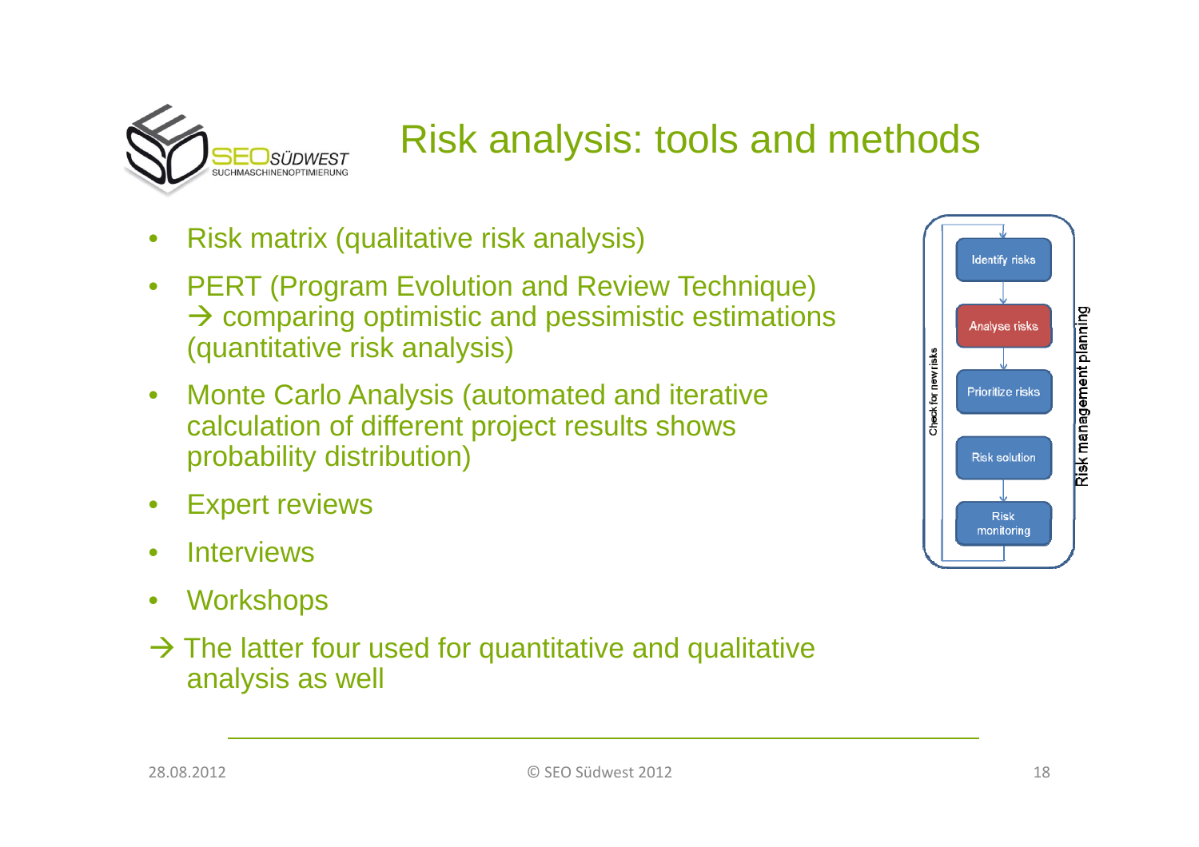# Risk analysis: tools and methods

- Risk matrix (qualitative risk analysis)
- PERT (Program Evolution and Review Technique) → comparing optimistic and pessimistic estimations (quantitative risk analysis)
- Monte Carlo Analysis (automated and iterative calculation of different project results shows probability distribution)
- Expert reviews
- Interviews
- Workshops

→ The latter four used for quantitative and qualitative analysis as well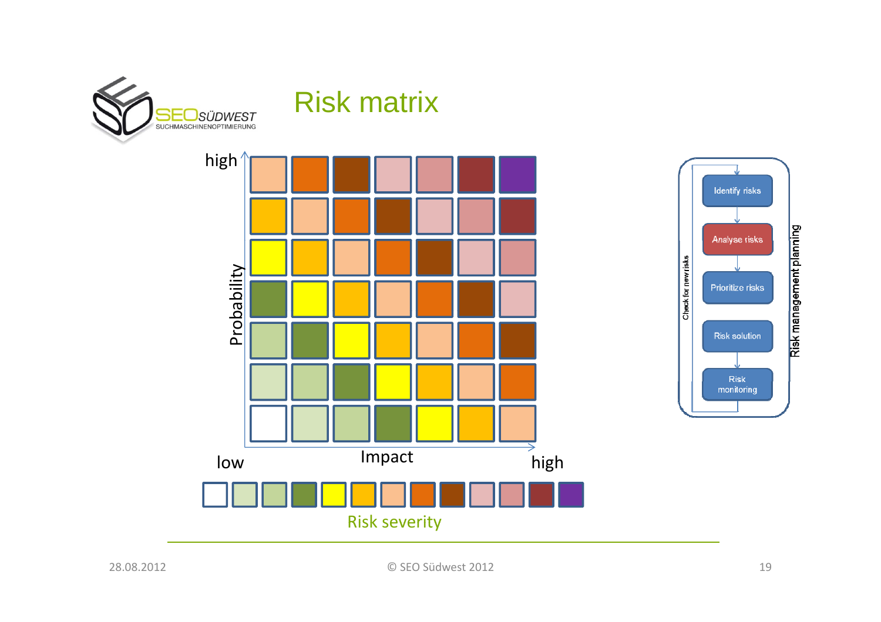# Risk matrix

high

Probability

low

Impact

high

Risk severity

Identify risks

Analyse risks

Prioritize risks

Risk solution

Risk monitoring

Check for new risks

Risk management planning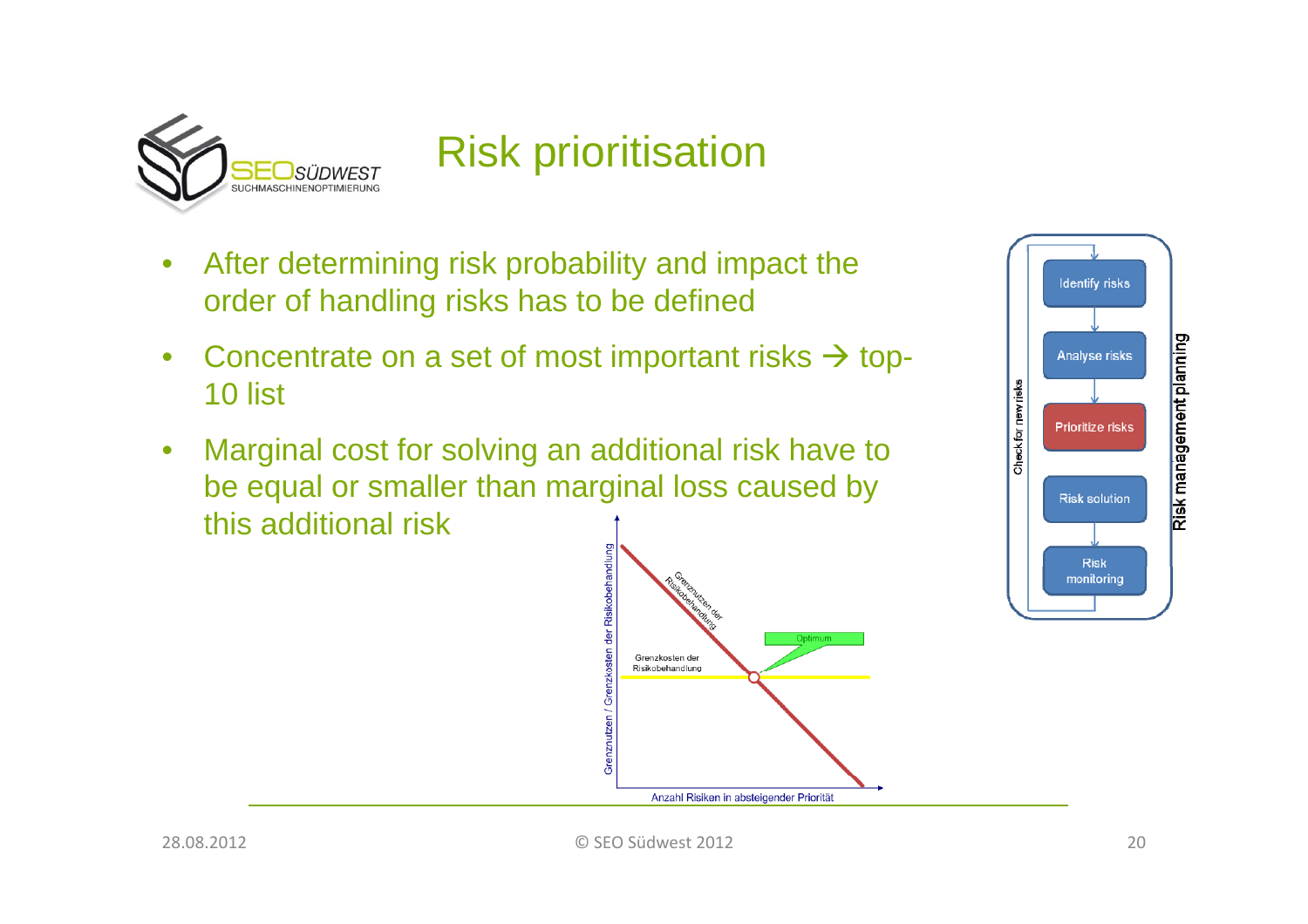# Risk prioritisation

- After determining risk probability and impact the order of handling risks has to be defined
- Concentrate on a set of most important risks → top-10 list
- Marginal cost for solving an additional risk have to be equal or smaller than marginal loss caused by this additional risk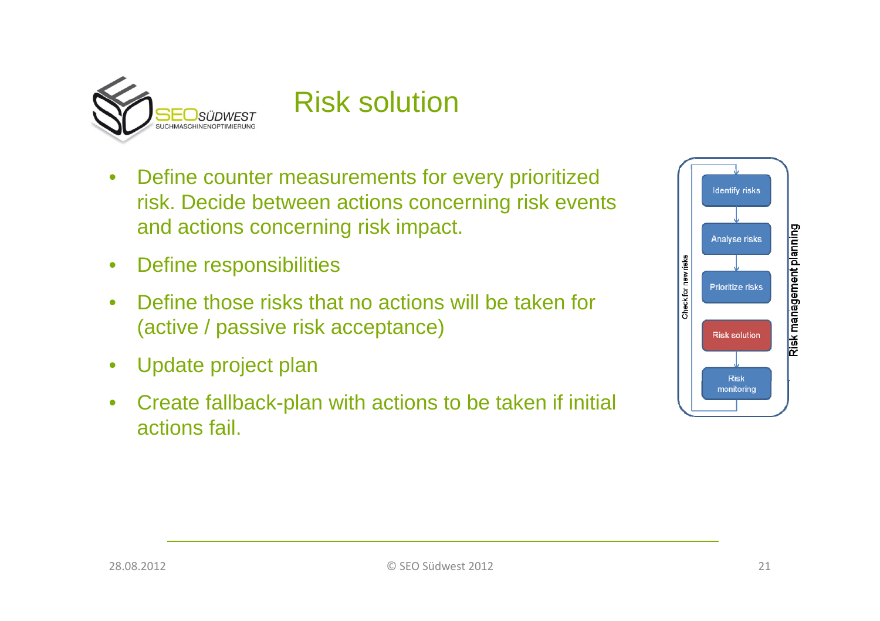# Risk solution

- Define counter measurements for every prioritized risk. Decide between actions concerning risk events and actions concerning risk impact.
- Define responsibilities
- Define those risks that no actions will be taken for (active / passive risk acceptance)
- Update project plan
- Create fallback-plan with actions to be taken if initial actions fail.

Identify risks → Analyse risks → Prioritize risks → Risk solution → Risk monitoring

Check for new risks

Risk management planning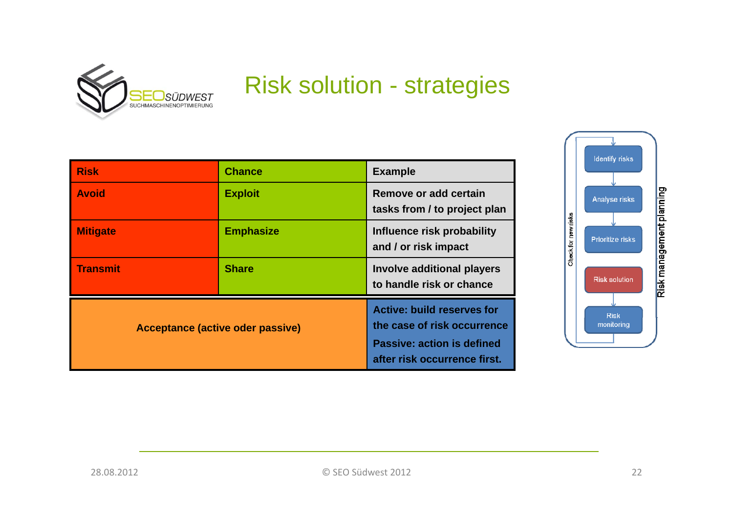# Risk solution - strategies

| Risk | Chance | Example |
|---|---|---|
| Avoid | Exploit | Remove or add certain tasks from / to project plan |
| Mitigate | Emphasize | Influence risk probability and / or risk impact |
| Transmit | Share | Involve additional players to handle risk or chance |
| Acceptance (active oder passive) | | Active: build reserves for the case of risk occurrence<br>Passive: action is defined after risk occurrence first. |

Risk management planning:

- Identify risks
- Analyse risks
- Prioritize risks
- Risk solution
- Risk monitoring

Check for new risks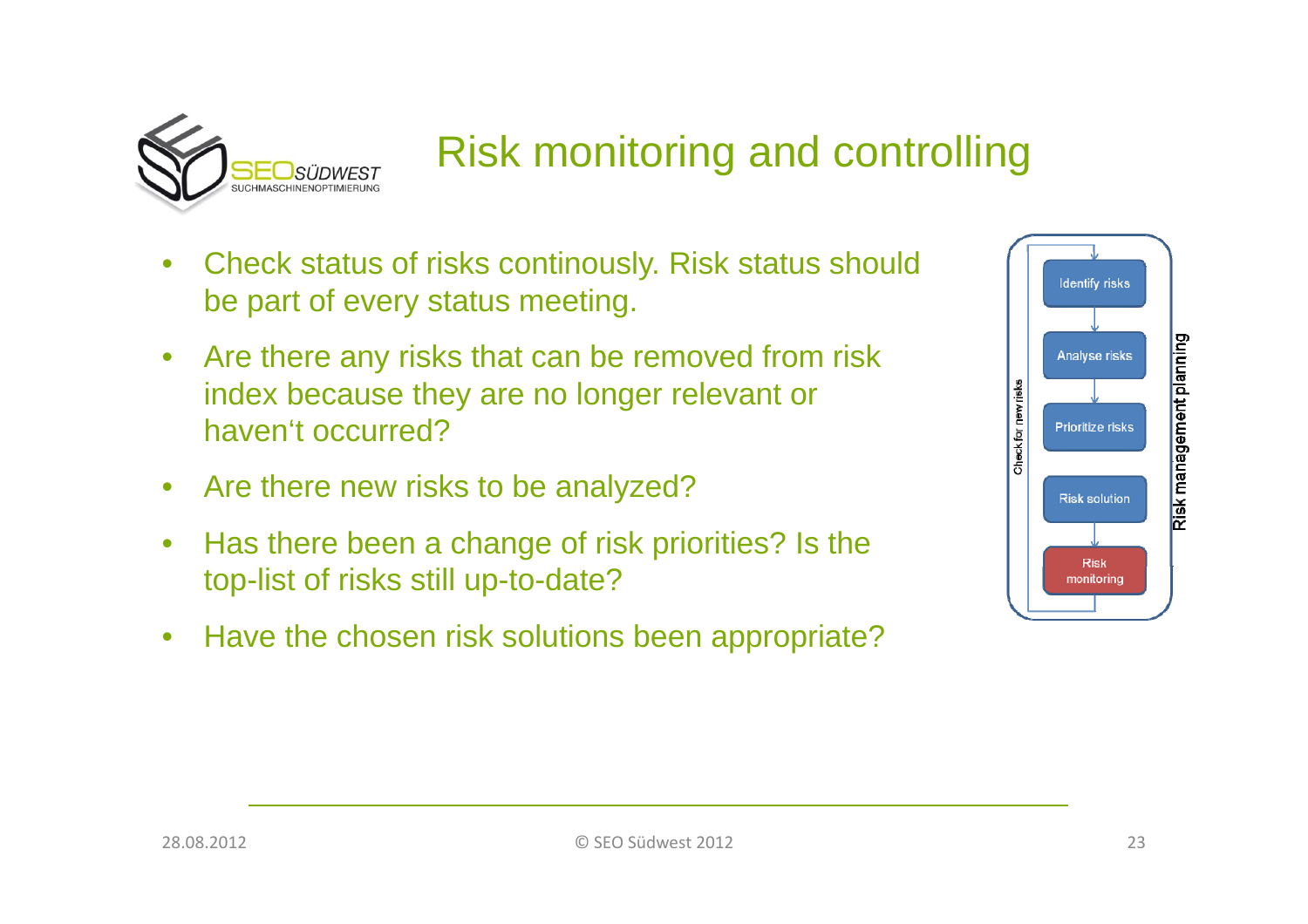# Risk monitoring and controlling

- Check status of risks continously. Risk status should be part of every status meeting.
- Are there any risks that can be removed from risk index because they are no longer relevant or haven't occurred?
- Are there new risks to be analyzed?
- Has there been a change of risk priorities? Is the top-list of risks still up-to-date?
- Have the chosen risk solutions been appropriate?

Risk management planning

Check for new risks

Identify risks → Analyse risks → Prioritize risks → Risk solution → Risk monitoring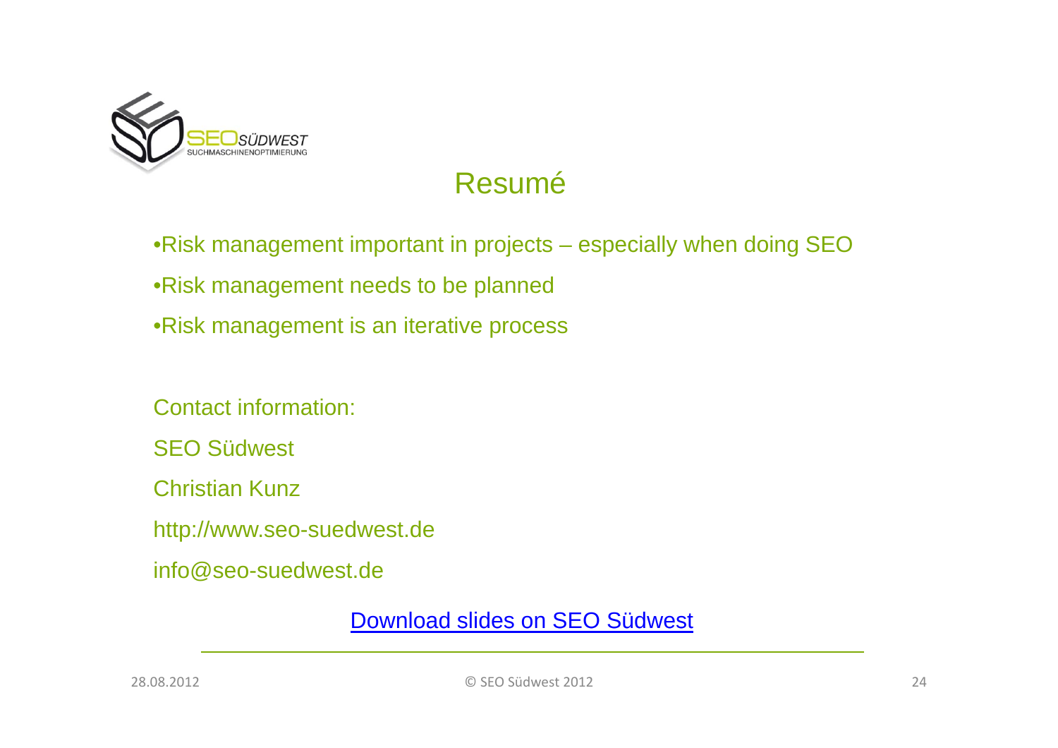# Resumé

- Risk management important in projects – especially when doing SEO
- Risk management needs to be planned
- Risk management is an iterative process

Contact information:

SEO Südwest

Christian Kunz

http://www.seo-suedwest.de

info@seo-suedwest.de

Download slides on SEO Südwest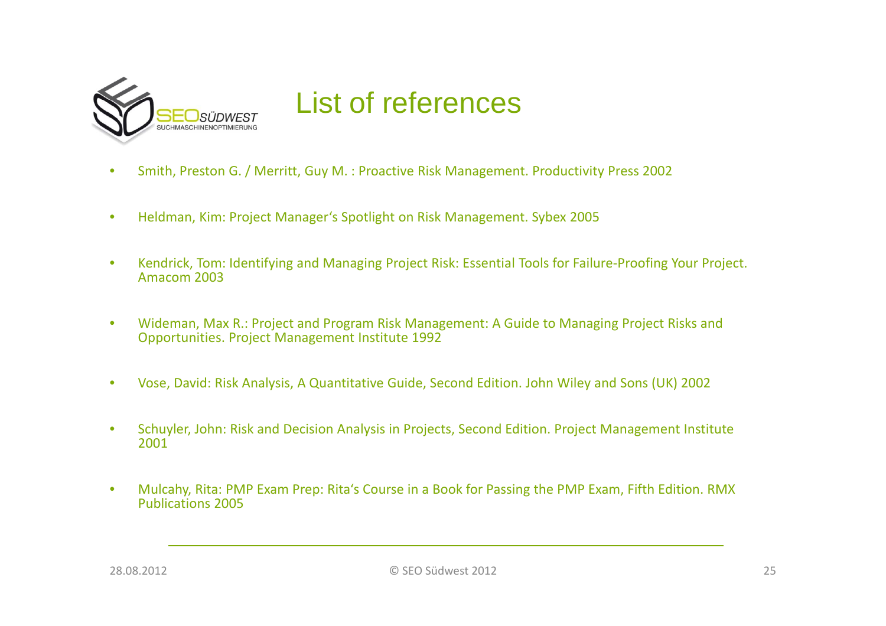# List of references

- Smith, Preston G. / Merritt, Guy M. : Proactive Risk Management. Productivity Press 2002
- Heldman, Kim: Project Manager's Spotlight on Risk Management. Sybex 2005
- Kendrick, Tom: Identifying and Managing Project Risk: Essential Tools for Failure-Proofing Your Project. Amacom 2003
- Wideman, Max R.: Project and Program Risk Management: A Guide to Managing Project Risks and Opportunities. Project Management Institute 1992
- Vose, David: Risk Analysis, A Quantitative Guide, Second Edition. John Wiley and Sons (UK) 2002
- Schuyler, John: Risk and Decision Analysis in Projects, Second Edition. Project Management Institute 2001
- Mulcahy, Rita: PMP Exam Prep: Rita's Course in a Book for Passing the PMP Exam, Fifth Edition. RMX Publications 2005